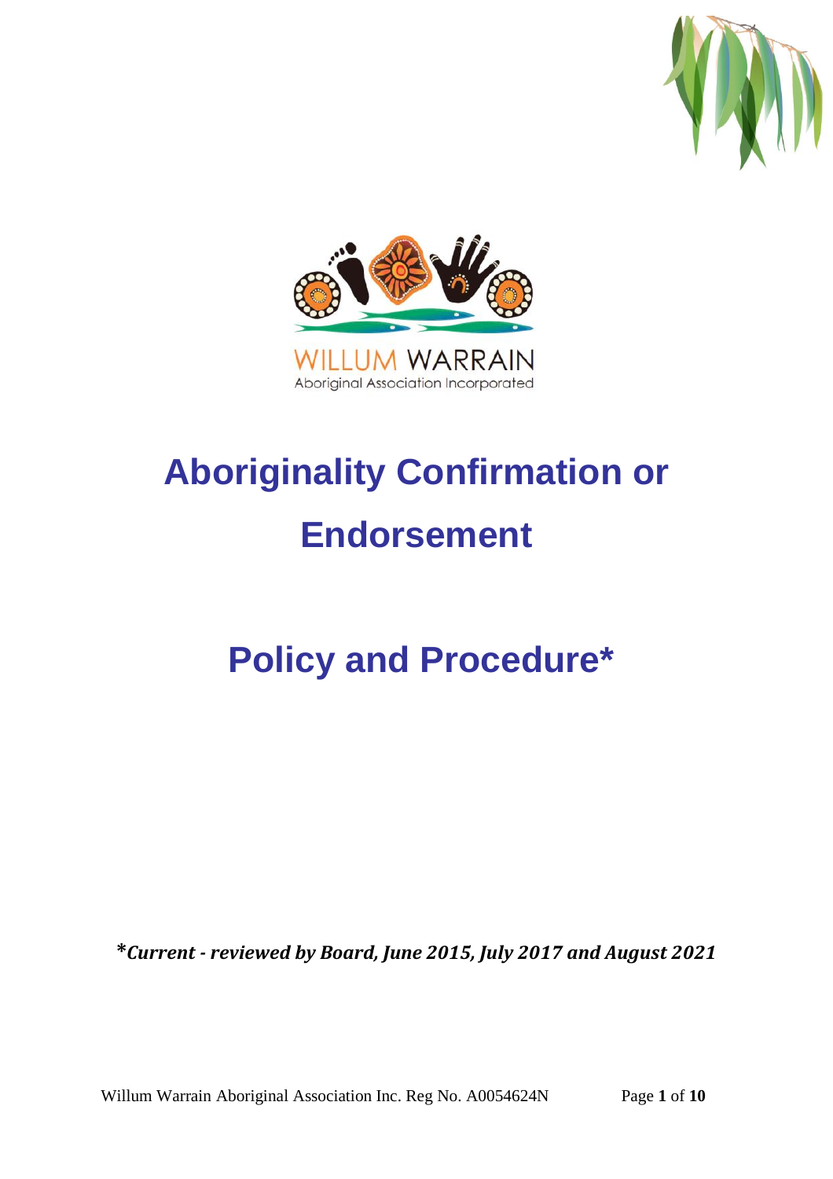WILLUM WARRAIN

Aboriginal Association Incorporated

# Aboriginality Confirmation or Endorsement

# Policy and Procedure*

***Current - reviewed by Board, June 2015, July 2017 and August 2021***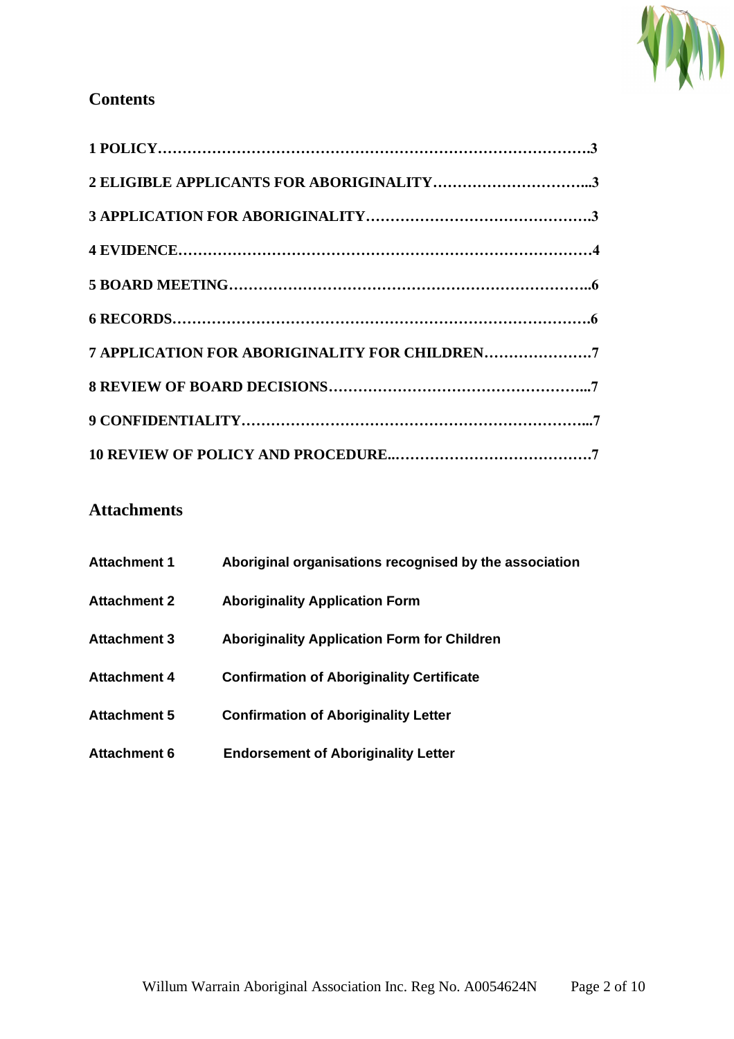## Contents

**1 POLICY……………………………………………………………………………….3**

**2 ELIGIBLE APPLICANTS FOR ABORIGINALITY…………………………...3**

**3 APPLICATION FOR ABORIGINALITY……………………………………….3**

**4 EVIDENCE………………………………………………………………………4**

**5 BOARD MEETING……………………………………………………………..6**

**6 RECORDS……………………………………………………………………….6**

**7 APPLICATION FOR ABORIGINALITY FOR CHILDREN………………….7**

**8 REVIEW OF BOARD DECISIONS…………………………………………...7**

**9 CONFIDENTIALITY…………………………………………………………...7**

**10 REVIEW OF POLICY AND PROCEDURE..…………………………………7**

## Attachments

| | |
|---|---|
| **Attachment 1** | **Aboriginal organisations recognised by the association** |
| **Attachment 2** | **Aboriginality Application Form** |
| **Attachment 3** | **Aboriginality Application Form for Children** |
| **Attachment 4** | **Confirmation of Aboriginality Certificate** |
| **Attachment 5** | **Confirmation of Aboriginality Letter** |
| **Attachment 6** | **Endorsement of Aboriginality Letter** |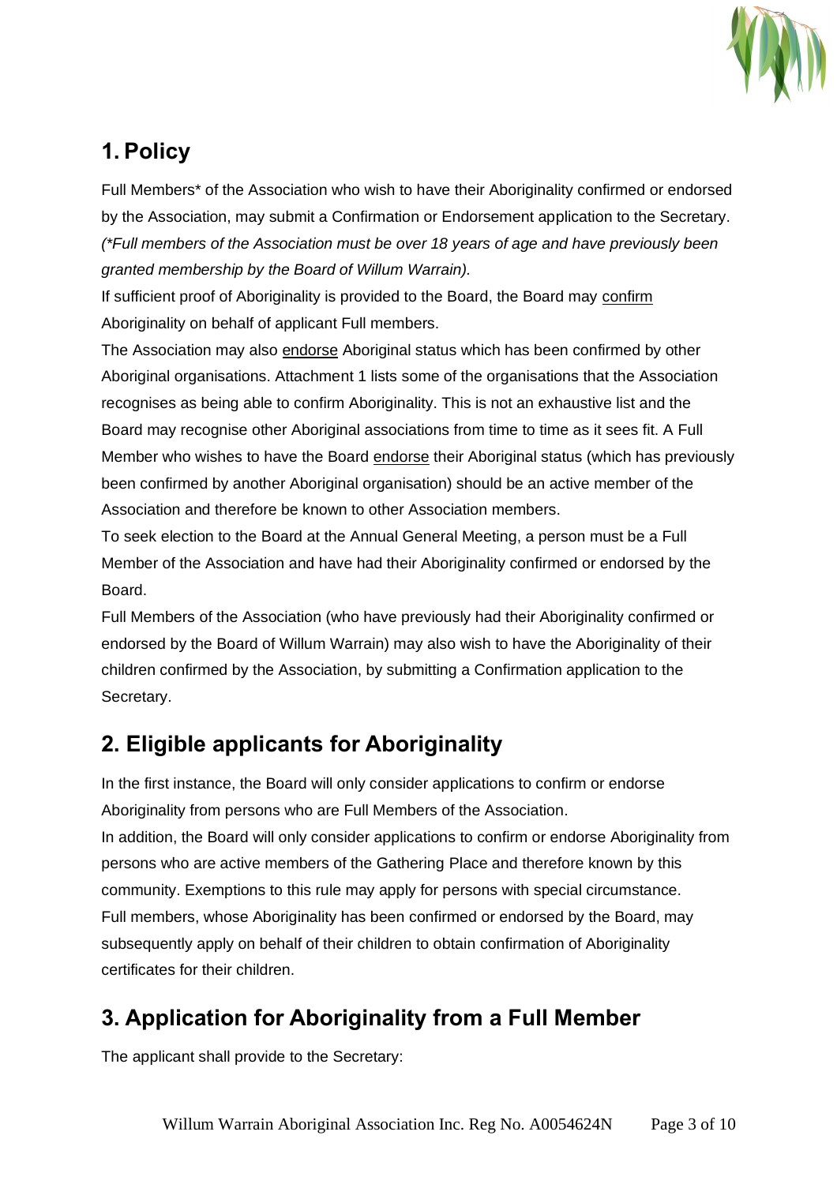## 1. Policy

Full Members* of the Association who wish to have their Aboriginality confirmed or endorsed by the Association, may submit a Confirmation or Endorsement application to the Secretary. *(*Full members of the Association must be over 18 years of age and have previously been granted membership by the Board of Willum Warrain).*

If sufficient proof of Aboriginality is provided to the Board, the Board may <u>confirm</u> Aboriginality on behalf of applicant Full members.

The Association may also <u>endorse</u> Aboriginal status which has been confirmed by other Aboriginal organisations. Attachment 1 lists some of the organisations that the Association recognises as being able to confirm Aboriginality. This is not an exhaustive list and the Board may recognise other Aboriginal associations from time to time as it sees fit. A Full Member who wishes to have the Board <u>endorse</u> their Aboriginal status (which has previously been confirmed by another Aboriginal organisation) should be an active member of the Association and therefore be known to other Association members.

To seek election to the Board at the Annual General Meeting, a person must be a Full Member of the Association and have had their Aboriginality confirmed or endorsed by the Board.

Full Members of the Association (who have previously had their Aboriginality confirmed or endorsed by the Board of Willum Warrain) may also wish to have the Aboriginality of their children confirmed by the Association, by submitting a Confirmation application to the Secretary.

## 2. Eligible applicants for Aboriginality

In the first instance, the Board will only consider applications to confirm or endorse Aboriginality from persons who are Full Members of the Association.

In addition, the Board will only consider applications to confirm or endorse Aboriginality from persons who are active members of the Gathering Place and therefore known by this community. Exemptions to this rule may apply for persons with special circumstance.

Full members, whose Aboriginality has been confirmed or endorsed by the Board, may subsequently apply on behalf of their children to obtain confirmation of Aboriginality certificates for their children.

## 3. Application for Aboriginality from a Full Member

The applicant shall provide to the Secretary: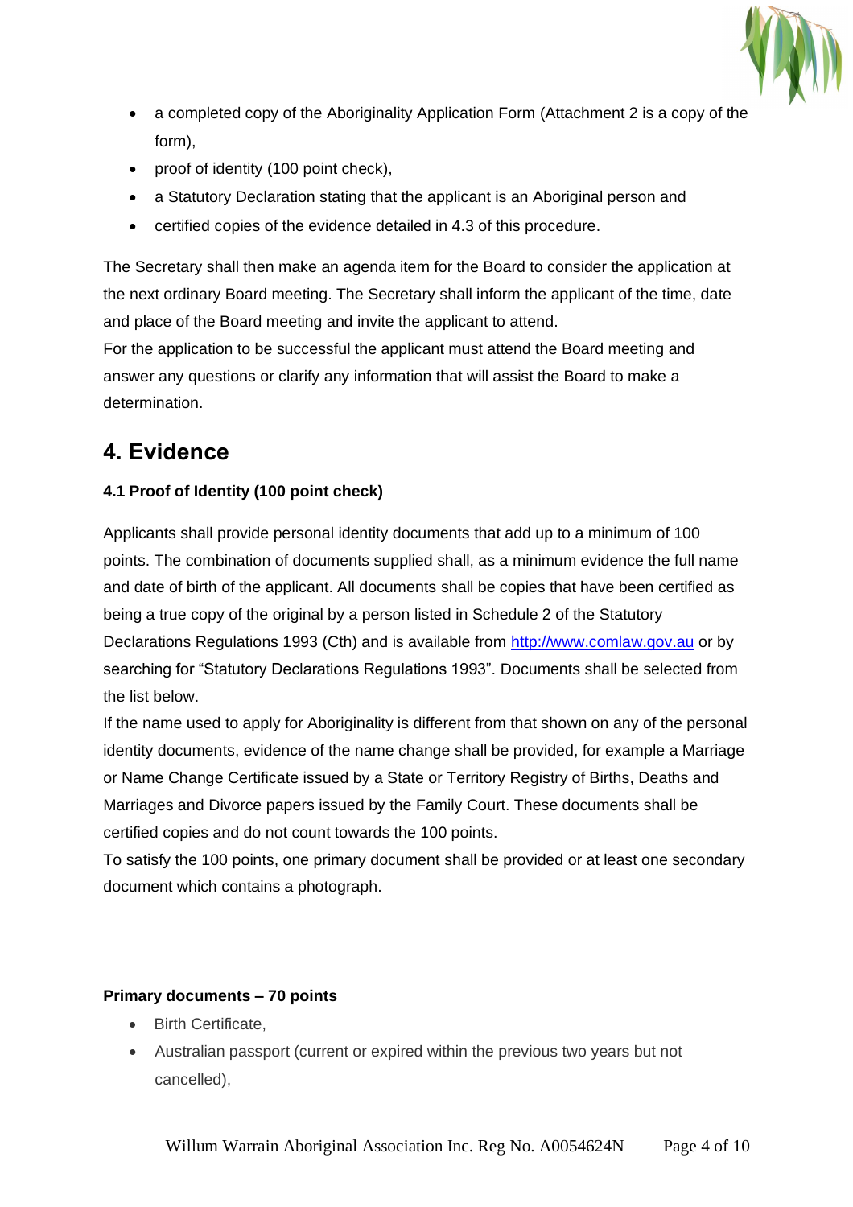- a completed copy of the Aboriginality Application Form (Attachment 2 is a copy of the form),
- proof of identity (100 point check),
- a Statutory Declaration stating that the applicant is an Aboriginal person and
- certified copies of the evidence detailed in 4.3 of this procedure.

The Secretary shall then make an agenda item for the Board to consider the application at the next ordinary Board meeting. The Secretary shall inform the applicant of the time, date and place of the Board meeting and invite the applicant to attend.
For the application to be successful the applicant must attend the Board meeting and answer any questions or clarify any information that will assist the Board to make a determination.

# 4. Evidence

### 4.1 Proof of Identity (100 point check)

Applicants shall provide personal identity documents that add up to a minimum of 100 points. The combination of documents supplied shall, as a minimum evidence the full name and date of birth of the applicant. All documents shall be copies that have been certified as being a true copy of the original by a person listed in Schedule 2 of the Statutory Declarations Regulations 1993 (Cth) and is available from [http://www.comlaw.gov.au](http://www.comlaw.gov.au) or by searching for "Statutory Declarations Regulations 1993". Documents shall be selected from the list below.
If the name used to apply for Aboriginality is different from that shown on any of the personal identity documents, evidence of the name change shall be provided, for example a Marriage or Name Change Certificate issued by a State or Territory Registry of Births, Deaths and Marriages and Divorce papers issued by the Family Court. These documents shall be certified copies and do not count towards the 100 points.
To satisfy the 100 points, one primary document shall be provided or at least one secondary document which contains a photograph.

**Primary documents – 70 points**

- Birth Certificate,
- Australian passport (current or expired within the previous two years but not cancelled),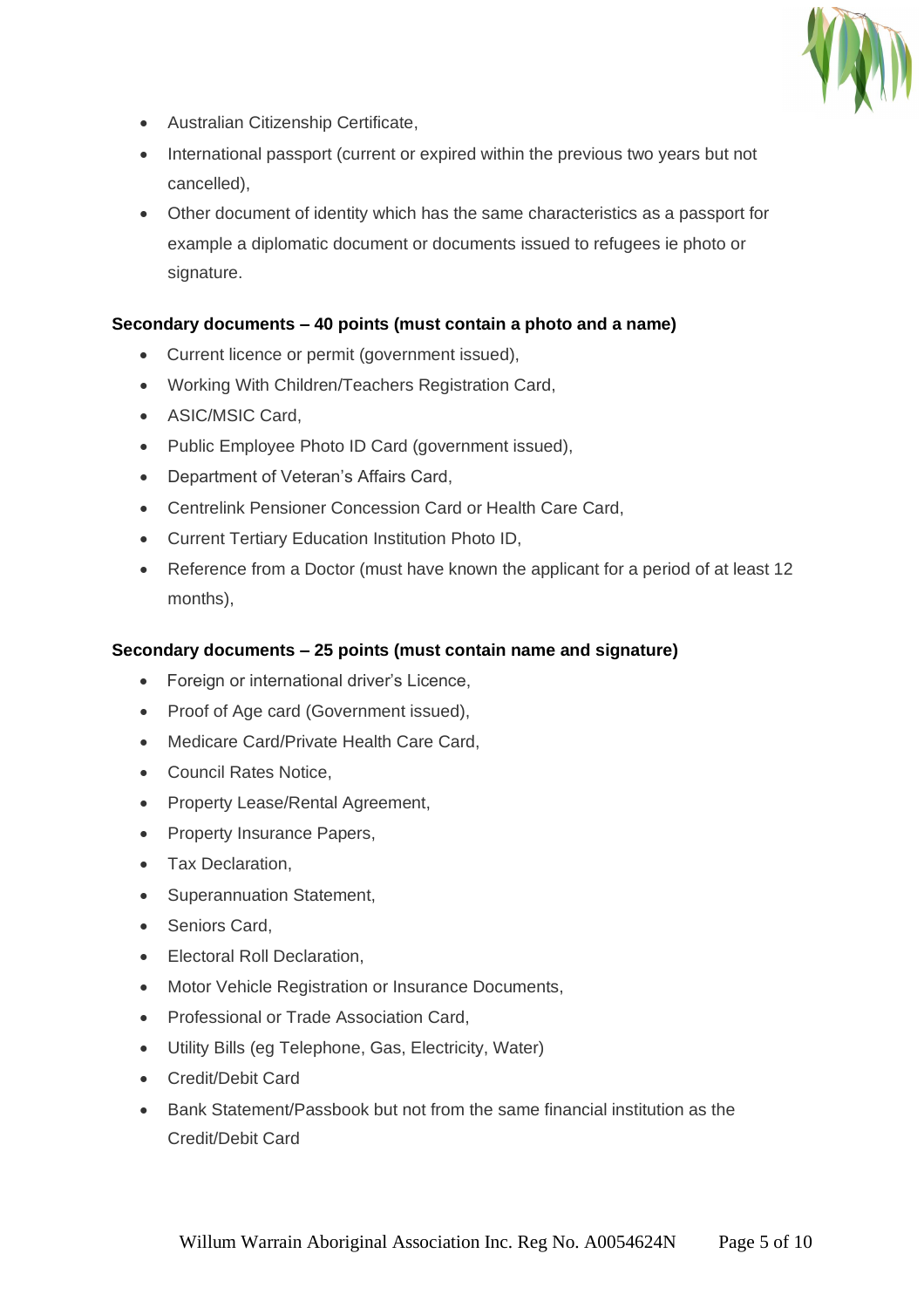- Australian Citizenship Certificate,
- International passport (current or expired within the previous two years but not cancelled),
- Other document of identity which has the same characteristics as a passport for example a diplomatic document or documents issued to refugees ie photo or signature.

**Secondary documents – 40 points (must contain a photo and a name)**

- Current licence or permit (government issued),
- Working With Children/Teachers Registration Card,
- ASIC/MSIC Card,
- Public Employee Photo ID Card (government issued),
- Department of Veteran's Affairs Card,
- Centrelink Pensioner Concession Card or Health Care Card,
- Current Tertiary Education Institution Photo ID,
- Reference from a Doctor (must have known the applicant for a period of at least 12 months),

**Secondary documents – 25 points (must contain name and signature)**

- Foreign or international driver's Licence,
- Proof of Age card (Government issued),
- Medicare Card/Private Health Care Card,
- Council Rates Notice,
- Property Lease/Rental Agreement,
- Property Insurance Papers,
- Tax Declaration,
- Superannuation Statement,
- Seniors Card,
- Electoral Roll Declaration,
- Motor Vehicle Registration or Insurance Documents,
- Professional or Trade Association Card,
- Utility Bills (eg Telephone, Gas, Electricity, Water)
- Credit/Debit Card
- Bank Statement/Passbook but not from the same financial institution as the Credit/Debit Card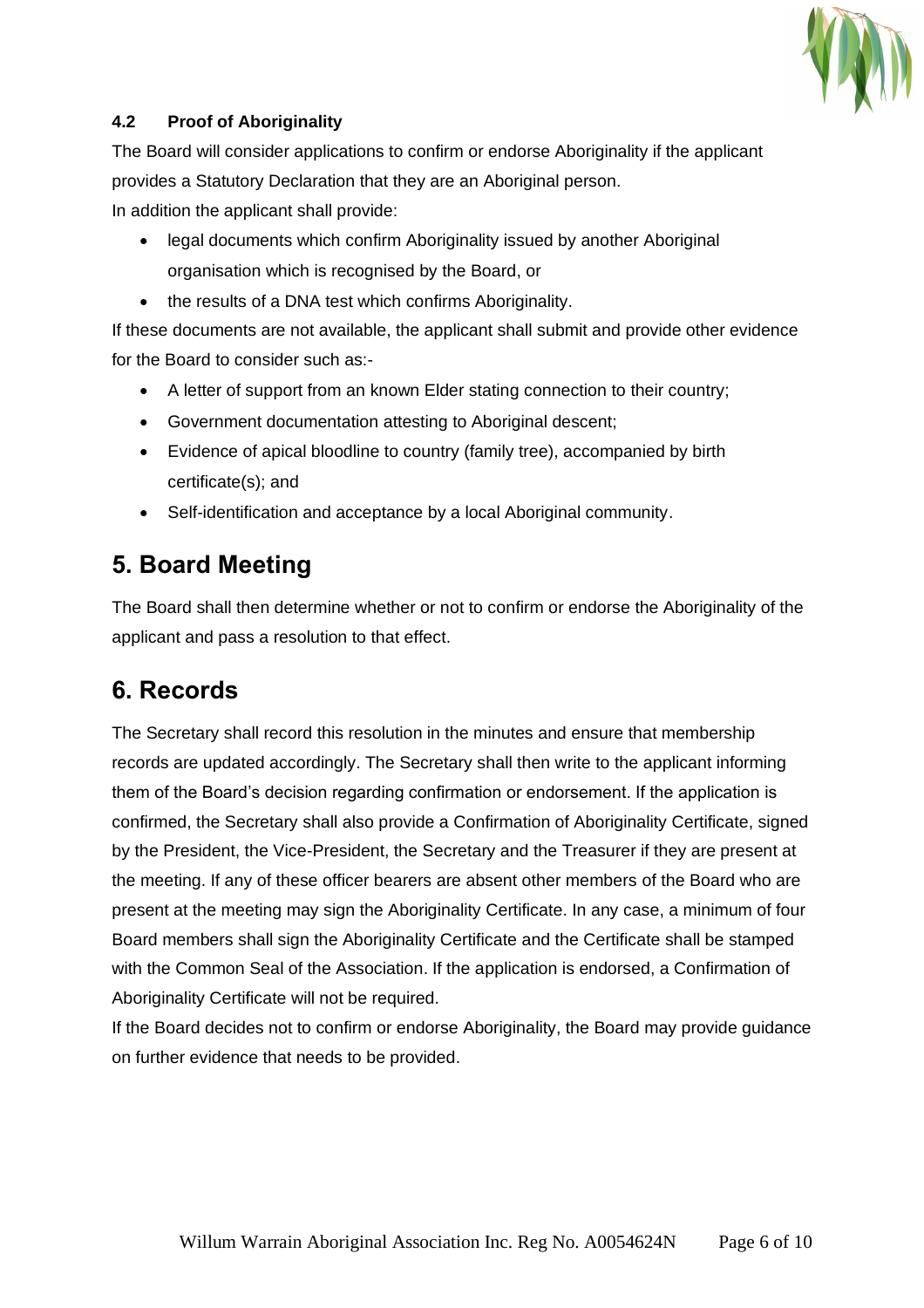### 4.2 Proof of Aboriginality

The Board will consider applications to confirm or endorse Aboriginality if the applicant provides a Statutory Declaration that they are an Aboriginal person.

In addition the applicant shall provide:

- legal documents which confirm Aboriginality issued by another Aboriginal organisation which is recognised by the Board, or
- the results of a DNA test which confirms Aboriginality.

If these documents are not available, the applicant shall submit and provide other evidence for the Board to consider such as:-

- A letter of support from an known Elder stating connection to their country;
- Government documentation attesting to Aboriginal descent;
- Evidence of apical bloodline to country (family tree), accompanied by birth certificate(s); and
- Self-identification and acceptance by a local Aboriginal community.

## 5. Board Meeting

The Board shall then determine whether or not to confirm or endorse the Aboriginality of the applicant and pass a resolution to that effect.

## 6. Records

The Secretary shall record this resolution in the minutes and ensure that membership records are updated accordingly. The Secretary shall then write to the applicant informing them of the Board's decision regarding confirmation or endorsement. If the application is confirmed, the Secretary shall also provide a Confirmation of Aboriginality Certificate, signed by the President, the Vice-President, the Secretary and the Treasurer if they are present at the meeting. If any of these officer bearers are absent other members of the Board who are present at the meeting may sign the Aboriginality Certificate. In any case, a minimum of four Board members shall sign the Aboriginality Certificate and the Certificate shall be stamped with the Common Seal of the Association. If the application is endorsed, a Confirmation of Aboriginality Certificate will not be required.

If the Board decides not to confirm or endorse Aboriginality, the Board may provide guidance on further evidence that needs to be provided.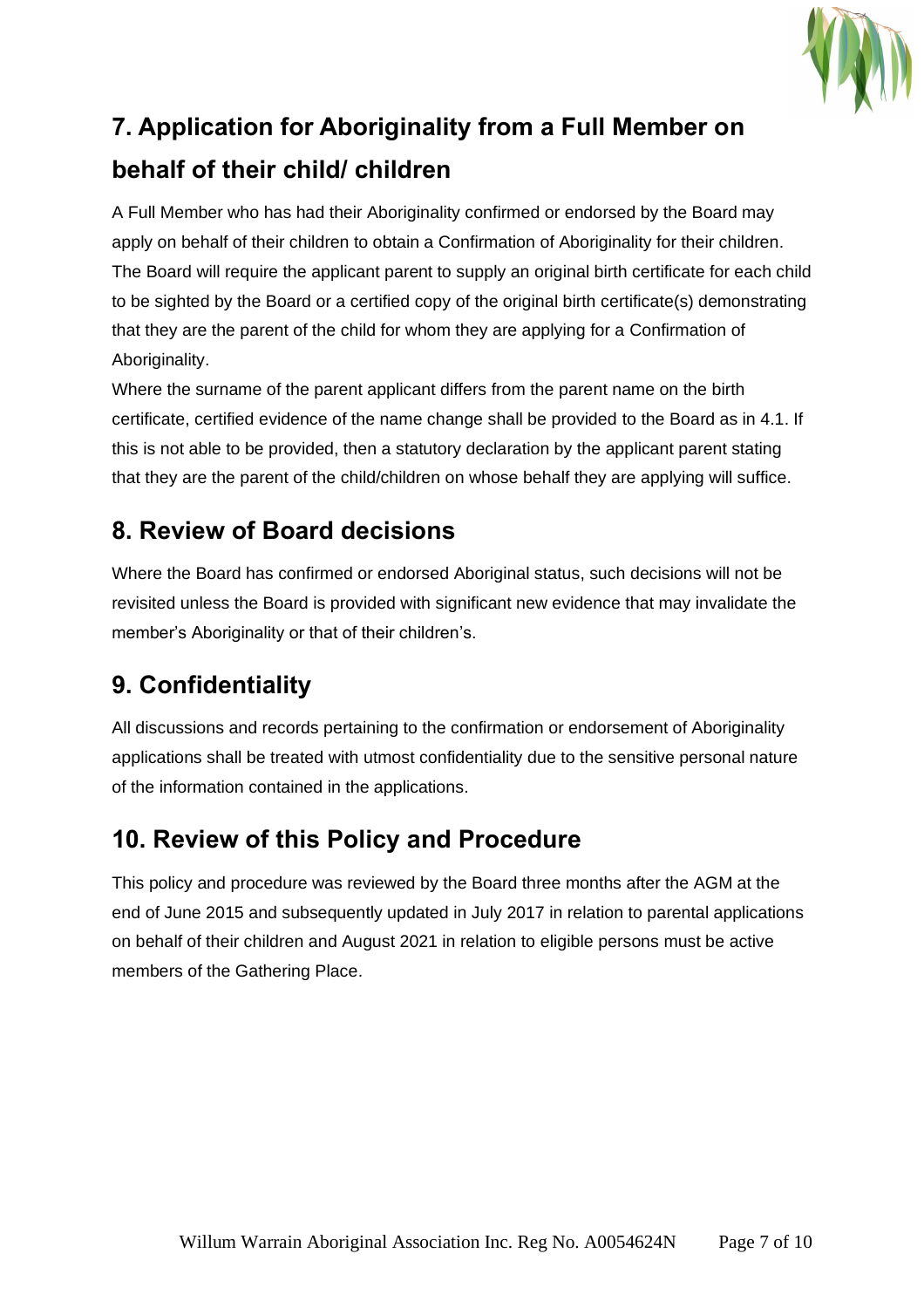## 7. Application for Aboriginality from a Full Member on behalf of their child/ children

A Full Member who has had their Aboriginality confirmed or endorsed by the Board may apply on behalf of their children to obtain a Confirmation of Aboriginality for their children. The Board will require the applicant parent to supply an original birth certificate for each child to be sighted by the Board or a certified copy of the original birth certificate(s) demonstrating that they are the parent of the child for whom they are applying for a Confirmation of Aboriginality.

Where the surname of the parent applicant differs from the parent name on the birth certificate, certified evidence of the name change shall be provided to the Board as in 4.1. If this is not able to be provided, then a statutory declaration by the applicant parent stating that they are the parent of the child/children on whose behalf they are applying will suffice.

## 8. Review of Board decisions

Where the Board has confirmed or endorsed Aboriginal status, such decisions will not be revisited unless the Board is provided with significant new evidence that may invalidate the member's Aboriginality or that of their children's.

## 9. Confidentiality

All discussions and records pertaining to the confirmation or endorsement of Aboriginality applications shall be treated with utmost confidentiality due to the sensitive personal nature of the information contained in the applications.

## 10. Review of this Policy and Procedure

This policy and procedure was reviewed by the Board three months after the AGM at the end of June 2015 and subsequently updated in July 2017 in relation to parental applications on behalf of their children and August 2021 in relation to eligible persons must be active members of the Gathering Place.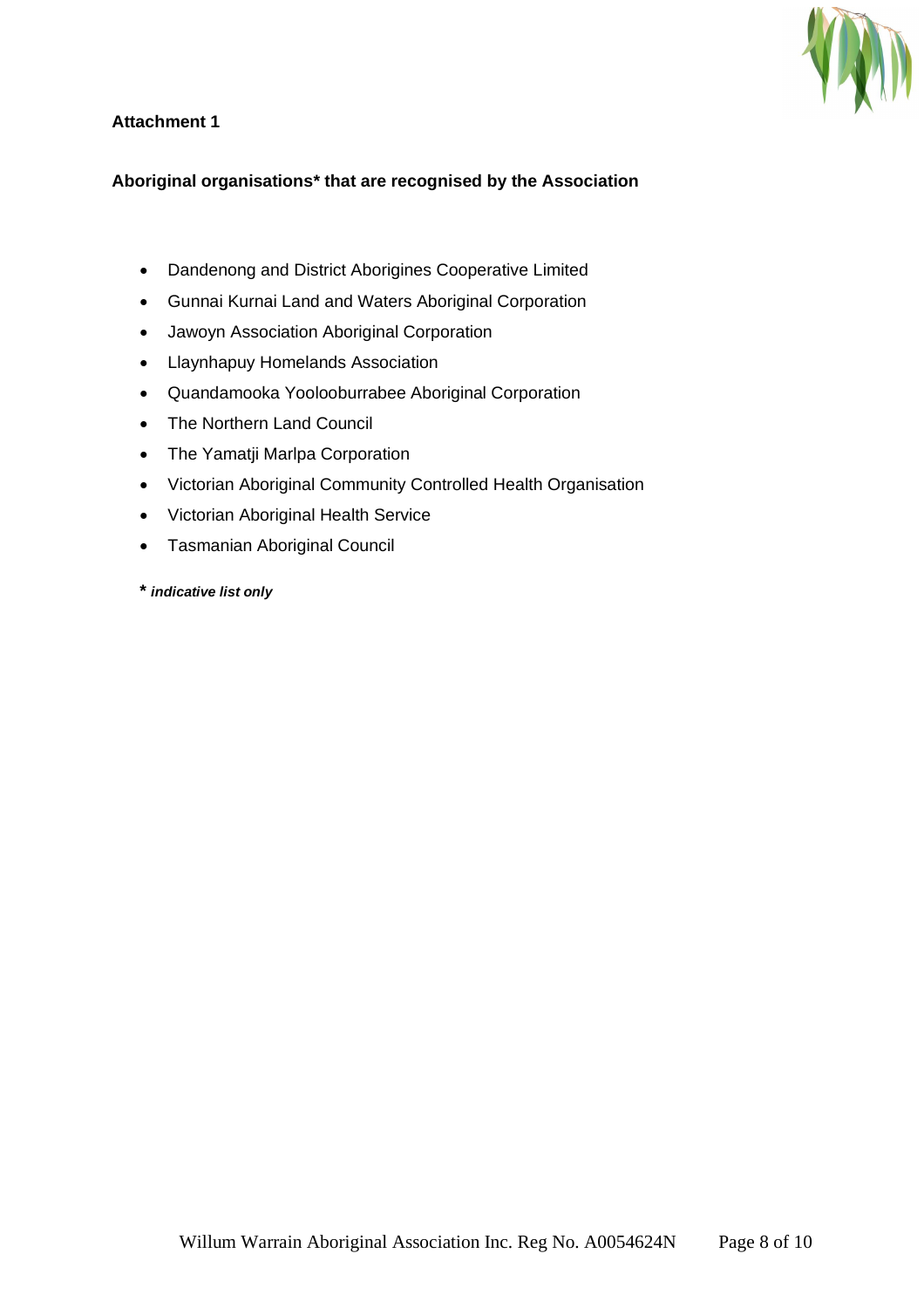**Attachment 1**

**Aboriginal organisations* that are recognised by the Association**

- Dandenong and District Aborigines Cooperative Limited
- Gunnai Kurnai Land and Waters Aboriginal Corporation
- Jawoyn Association Aboriginal Corporation
- Llaynhapuy Homelands Association
- Quandamooka Yoolooburrabee Aboriginal Corporation
- The Northern Land Council
- The Yamatji Marlpa Corporation
- Victorian Aboriginal Community Controlled Health Organisation
- Victorian Aboriginal Health Service
- Tasmanian Aboriginal Council

*** *indicative list only***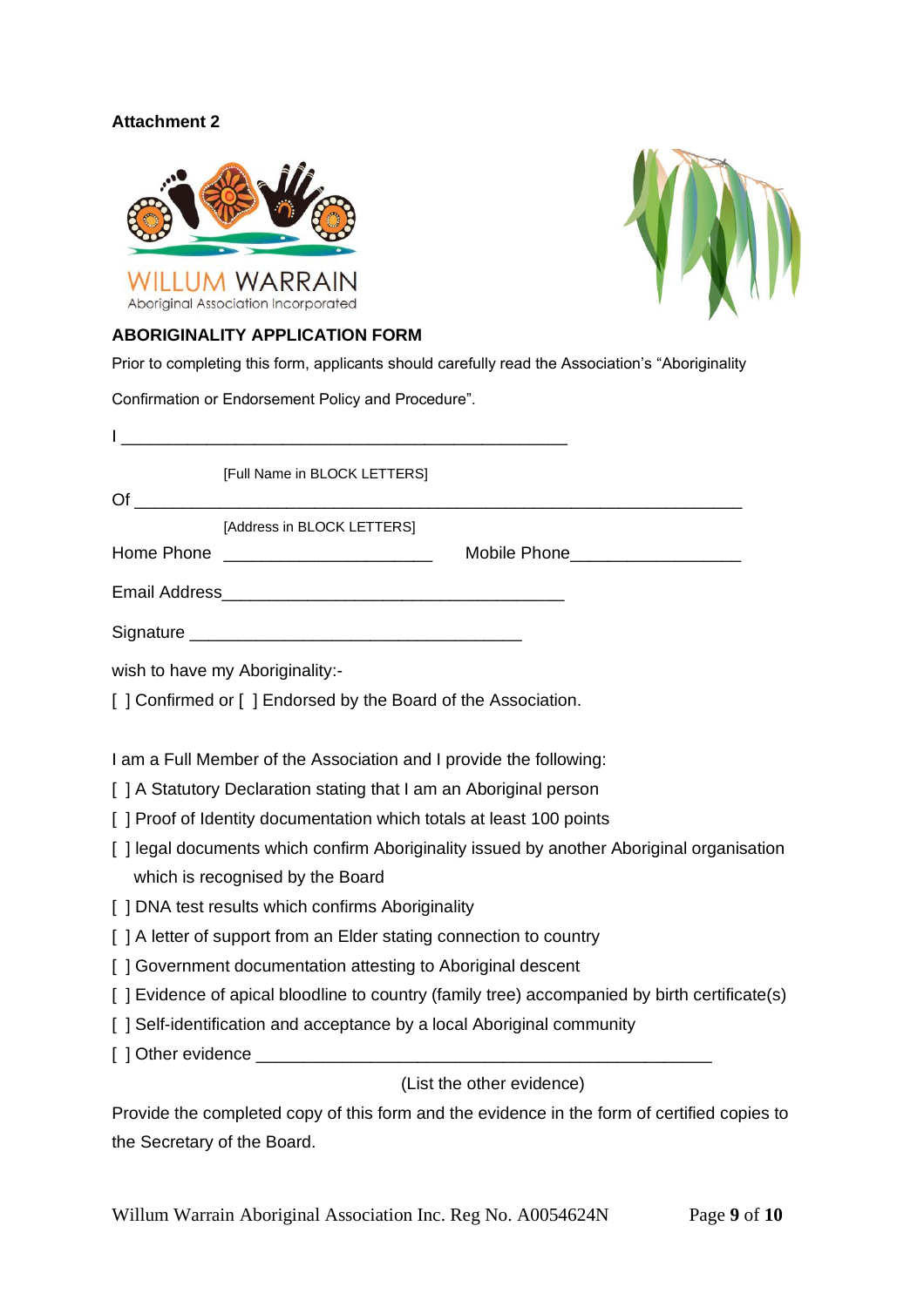**Attachment 2**

WILLUM WARRAIN
Aboriginal Association Incorporated

## ABORIGINALITY APPLICATION FORM

Prior to completing this form, applicants should carefully read the Association's "Aboriginality Confirmation or Endorsement Policy and Procedure".

I ________________________________________________

[Full Name in BLOCK LETTERS]

Of _________________________________________________________________

[Address in BLOCK LETTERS]

Home Phone ______________________ Mobile Phone__________________

Email Address____________________________________

Signature ___________________________________

wish to have my Aboriginality:-

[ ] Confirmed or [ ] Endorsed by the Board of the Association.

I am a Full Member of the Association and I provide the following:

[ ] A Statutory Declaration stating that I am an Aboriginal person

[ ] Proof of Identity documentation which totals at least 100 points

[ ] legal documents which confirm Aboriginality issued by another Aboriginal organisation which is recognised by the Board

[ ] DNA test results which confirms Aboriginality

[ ] A letter of support from an Elder stating connection to country

[ ] Government documentation attesting to Aboriginal descent

[ ] Evidence of apical bloodline to country (family tree) accompanied by birth certificate(s)

[ ] Self-identification and acceptance by a local Aboriginal community

[ ] Other evidence ________________________________________________

(List the other evidence)

Provide the completed copy of this form and the evidence in the form of certified copies to the Secretary of the Board.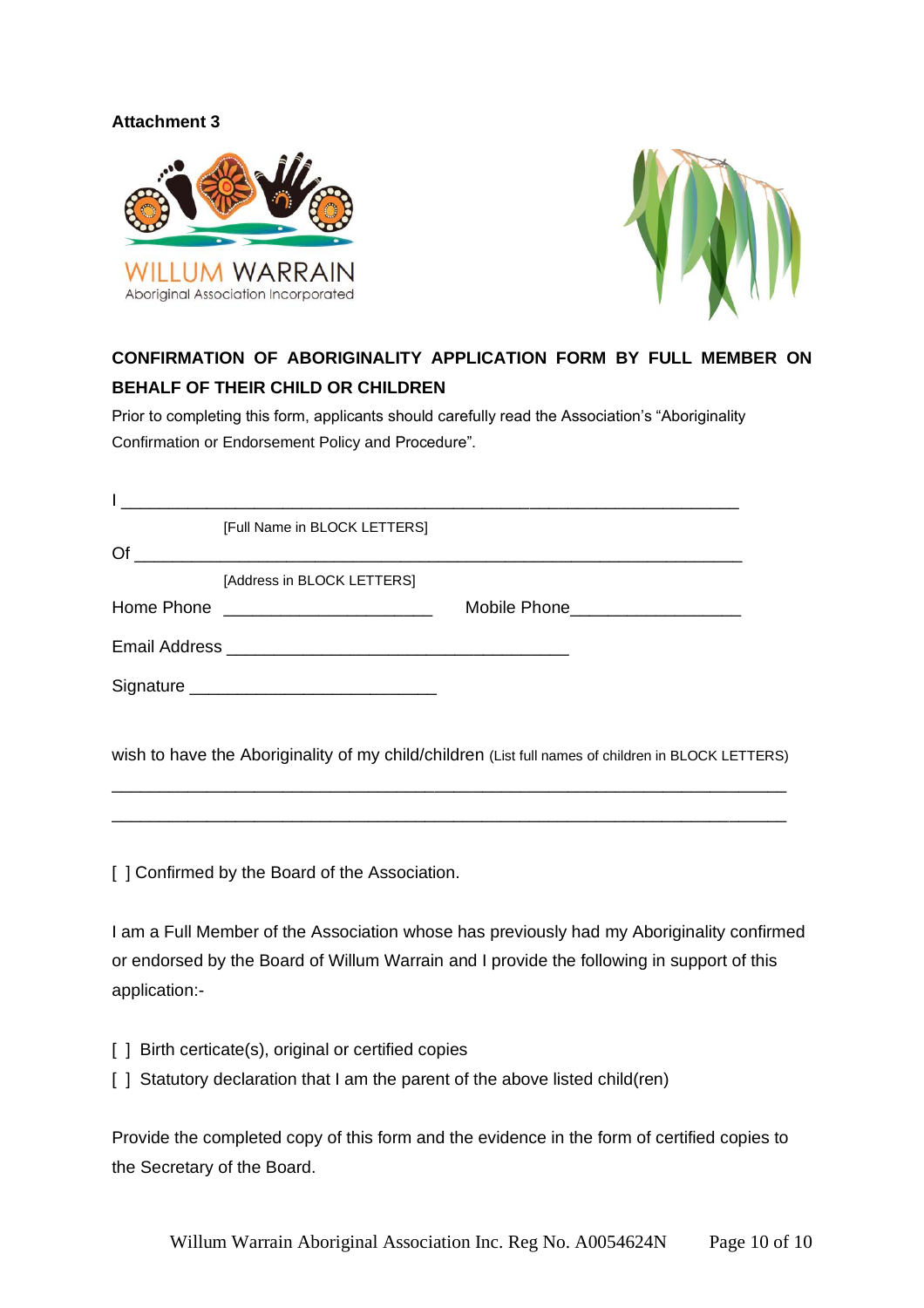**Attachment 3**

WILLUM WARRAIN
Aboriginal Association Incorporated

## CONFIRMATION OF ABORIGINALITY APPLICATION FORM BY FULL MEMBER ON BEHALF OF THEIR CHILD OR CHILDREN

Prior to completing this form, applicants should carefully read the Association's "Aboriginality Confirmation or Endorsement Policy and Procedure".

I ___________________________________________________________________

[Full Name in BLOCK LETTERS]

Of __________________________________________________________________

[Address in BLOCK LETTERS]

Home Phone ______________________ Mobile Phone__________________

Email Address ____________________________________

Signature __________________________

wish to have the Aboriginality of my child/children (List full names of children in BLOCK LETTERS)

________________________________________________________________________

________________________________________________________________________

[ ] Confirmed by the Board of the Association.

I am a Full Member of the Association whose has previously had my Aboriginality confirmed or endorsed by the Board of Willum Warrain and I provide the following in support of this application:-

[ ] Birth certicate(s), original or certified copies

[ ] Statutory declaration that I am the parent of the above listed child(ren)

Provide the completed copy of this form and the evidence in the form of certified copies to the Secretary of the Board.

Willum Warrain Aboriginal Association Inc. Reg No. A0054624N